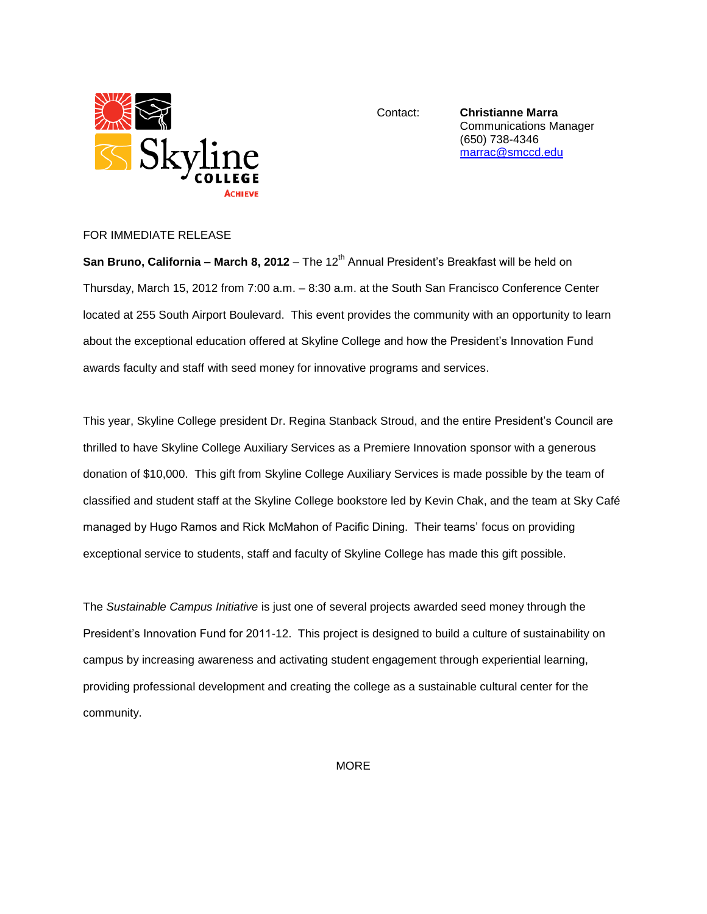Skyline College
Achieve

Contact: **Christianne Marra**
Communications Manager
(650) 738-4346
marrac@smccd.edu

FOR IMMEDIATE RELEASE

**San Bruno, California – March 8, 2012** – The 12th Annual President's Breakfast will be held on Thursday, March 15, 2012 from 7:00 a.m. – 8:30 a.m. at the South San Francisco Conference Center located at 255 South Airport Boulevard. This event provides the community with an opportunity to learn about the exceptional education offered at Skyline College and how the President's Innovation Fund awards faculty and staff with seed money for innovative programs and services.

This year, Skyline College president Dr. Regina Stanback Stroud, and the entire President's Council are thrilled to have Skyline College Auxiliary Services as a Premiere Innovation sponsor with a generous donation of $10,000. This gift from Skyline College Auxiliary Services is made possible by the team of classified and student staff at the Skyline College bookstore led by Kevin Chak, and the team at Sky Café managed by Hugo Ramos and Rick McMahon of Pacific Dining. Their teams' focus on providing exceptional service to students, staff and faculty of Skyline College has made this gift possible.

The *Sustainable Campus Initiative* is just one of several projects awarded seed money through the President's Innovation Fund for 2011-12. This project is designed to build a culture of sustainability on campus by increasing awareness and activating student engagement through experiential learning, providing professional development and creating the college as a sustainable cultural center for the community.

MORE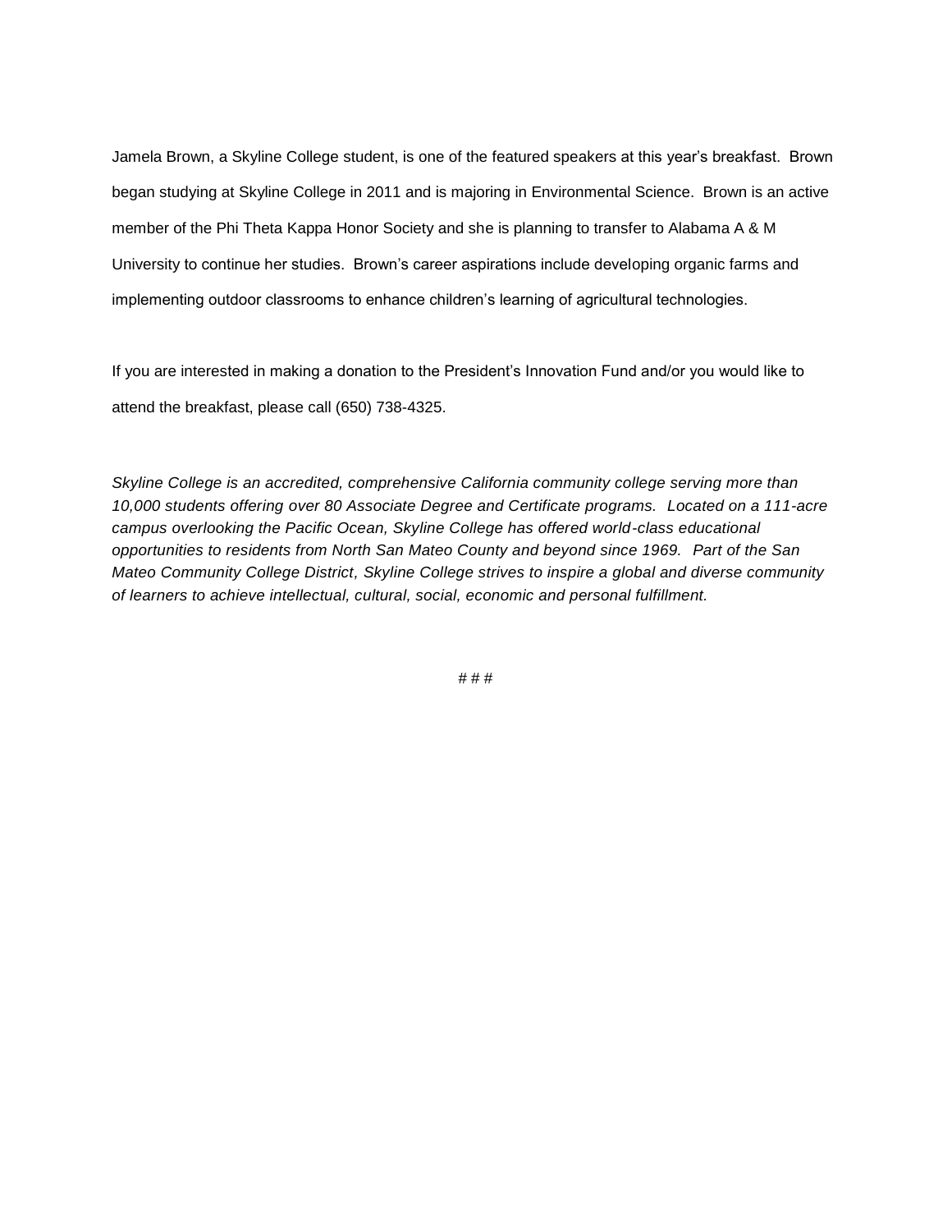Jamela Brown, a Skyline College student, is one of the featured speakers at this year's breakfast. Brown began studying at Skyline College in 2011 and is majoring in Environmental Science. Brown is an active member of the Phi Theta Kappa Honor Society and she is planning to transfer to Alabama A & M University to continue her studies. Brown's career aspirations include developing organic farms and implementing outdoor classrooms to enhance children's learning of agricultural technologies.

If you are interested in making a donation to the President's Innovation Fund and/or you would like to attend the breakfast, please call (650) 738-4325.

*Skyline College is an accredited, comprehensive California community college serving more than 10,000 students offering over 80 Associate Degree and Certificate programs. Located on a 111-acre campus overlooking the Pacific Ocean, Skyline College has offered world-class educational opportunities to residents from North San Mateo County and beyond since 1969. Part of the San Mateo Community College District, Skyline College strives to inspire a global and diverse community of learners to achieve intellectual, cultural, social, economic and personal fulfillment.*

# # #